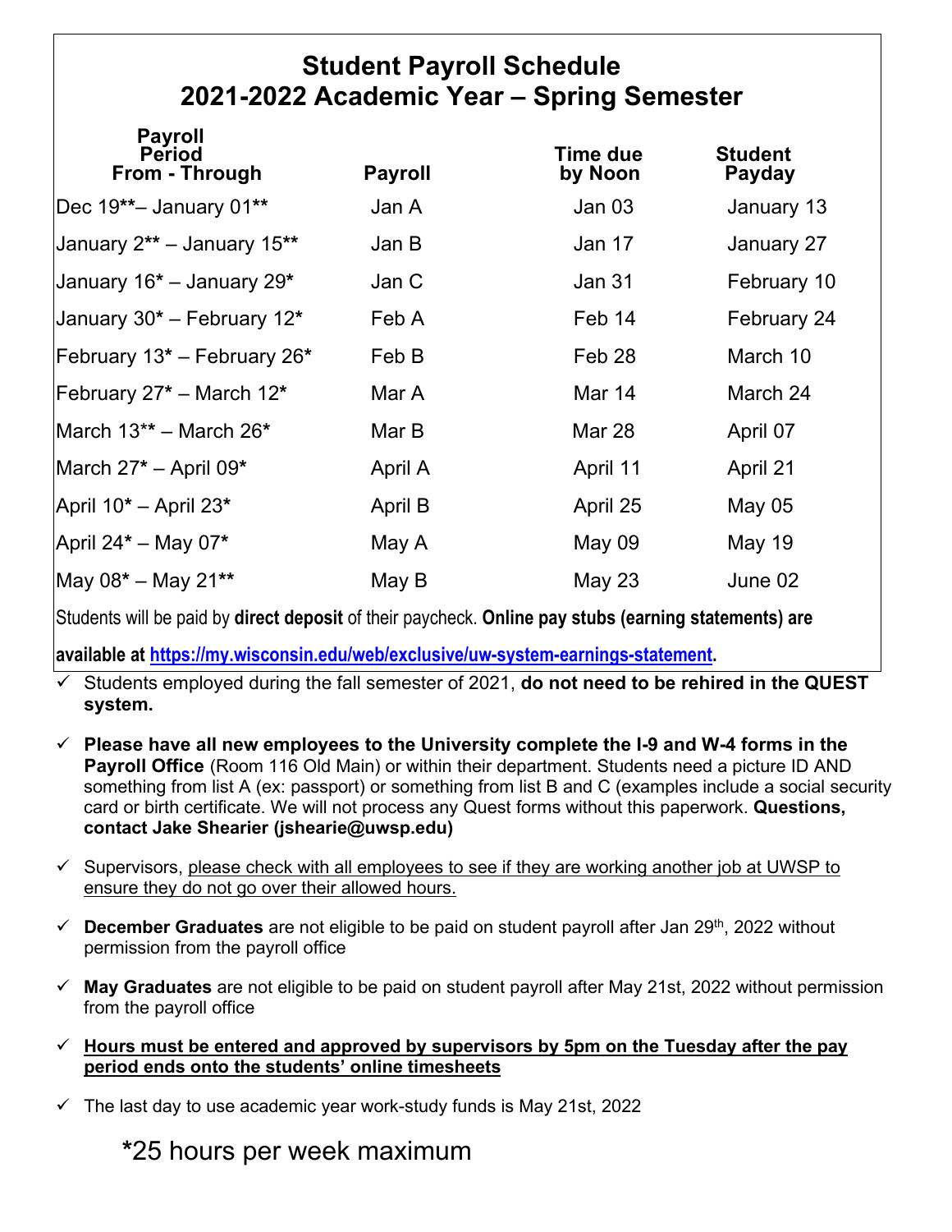# Student Payroll Schedule
# 2021-2022 Academic Year – Spring Semester

| Payroll Period From - Through | Payroll | Time due by Noon | Student Payday |
|---|---|---|---|
| Dec 19**– January 01** | Jan A | Jan 03 | January 13 |
| January 2** – January 15** | Jan B | Jan 17 | January 27 |
| January 16* – January 29* | Jan C | Jan 31 | February 10 |
| January 30* – February 12* | Feb A | Feb 14 | February 24 |
| February 13* – February 26* | Feb B | Feb 28 | March 10 |
| February 27* – March 12* | Mar A | Mar 14 | March 24 |
| March 13** – March 26* | Mar B | Mar 28 | April 07 |
| March 27* – April 09* | April A | April 11 | April 21 |
| April 10* – April 23* | April B | April 25 | May 05 |
| April 24* – May 07* | May A | May 09 | May 19 |
| May 08* – May 21** | May B | May 23 | June 02 |

Students will be paid by **direct deposit** of their paycheck. **Online pay stubs (earning statements) are available at [https://my.wisconsin.edu/web/exclusive/uw-system-earnings-statement](https://my.wisconsin.edu/web/exclusive/uw-system-earnings-statement).**

- ✓ Students employed during the fall semester of 2021, **do not need to be rehired in the QUEST system.**
- ✓ **Please have all new employees to the University complete the I-9 and W-4 forms in the Payroll Office** (Room 116 Old Main) or within their department. Students need a picture ID AND something from list A (ex: passport) or something from list B and C (examples include a social security card or birth certificate. We will not process any Quest forms without this paperwork. **Questions, contact Jake Shearier (jshearie@uwsp.edu)**
- ✓ Supervisors, please check with all employees to see if they are working another job at UWSP to ensure they do not go over their allowed hours.
- ✓ **December Graduates** are not eligible to be paid on student payroll after Jan 29th, 2022 without permission from the payroll office
- ✓ **May Graduates** are not eligible to be paid on student payroll after May 21st, 2022 without permission from the payroll office
- ✓ **Hours must be entered and approved by supervisors by 5pm on the Tuesday after the pay period ends onto the students' online timesheets**
- ✓ The last day to use academic year work-study funds is May 21st, 2022

*25 hours per week maximum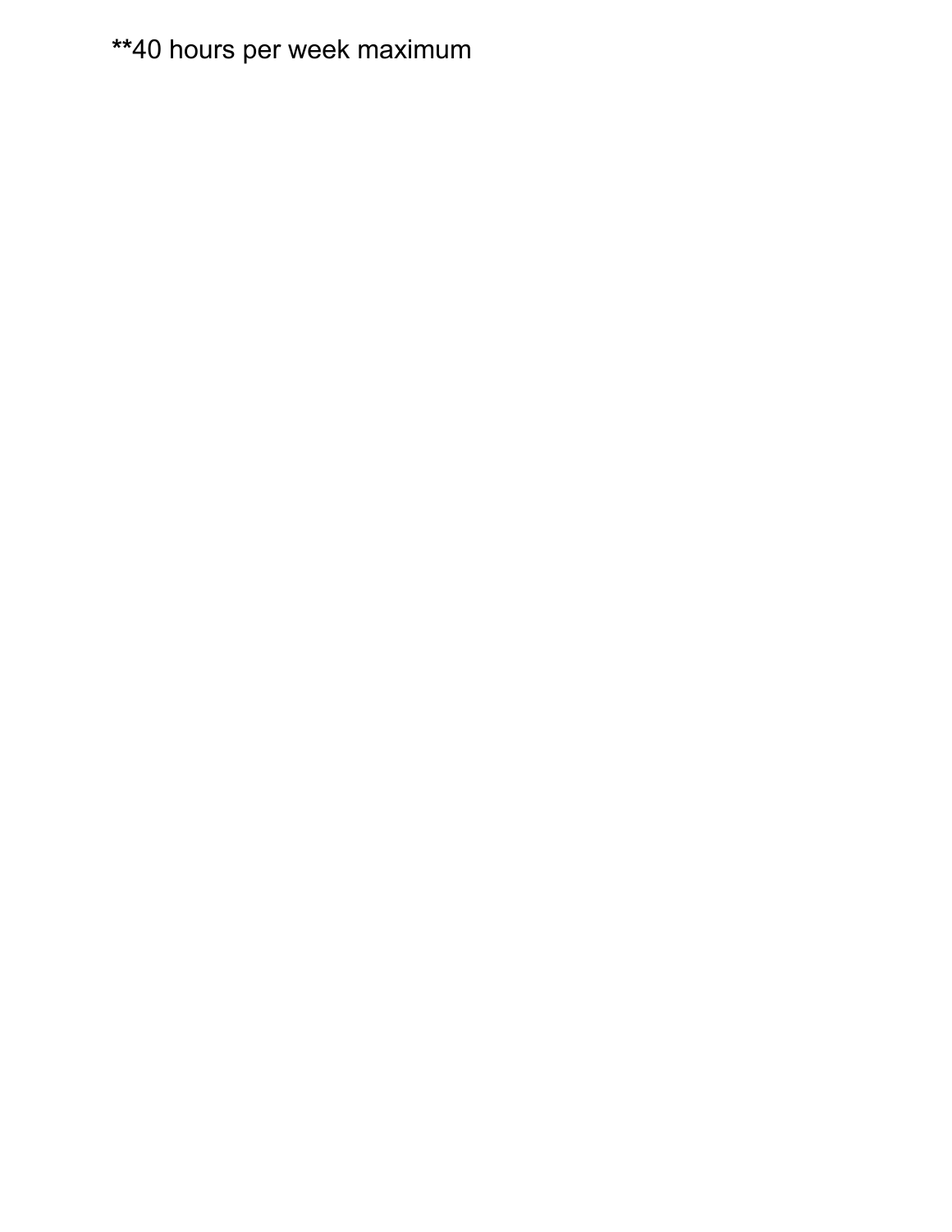**40 hours per week maximum